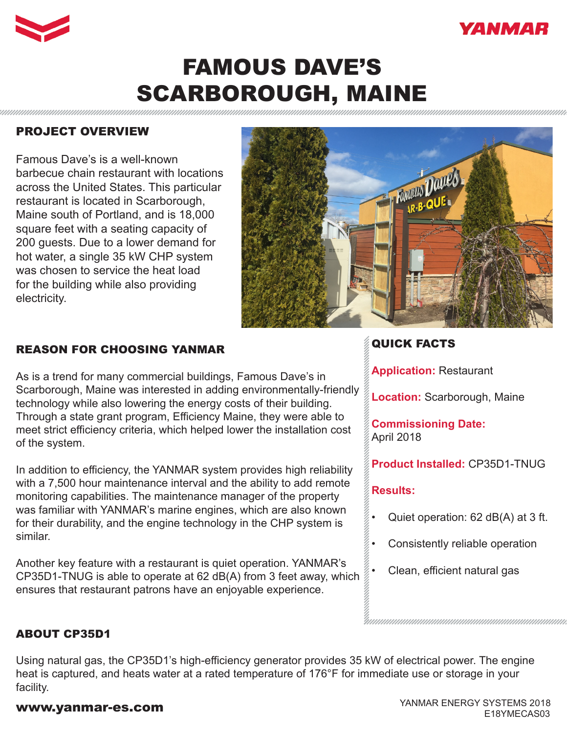# FAMOUS DAVE'S SCARBOROUGH, MAINE

## PROJECT OVERVIEW

Famous Dave's is a well-known barbecue chain restaurant with locations across the United States. This particular restaurant is located in Scarborough, Maine south of Portland, and is 18,000 square feet with a seating capacity of 200 guests. Due to a lower demand for hot water, a single 35 kW CHP system was chosen to service the heat load for the building while also providing electricity.

## REASON FOR CHOOSING YANMAR

As is a trend for many commercial buildings, Famous Dave's in Scarborough, Maine was interested in adding environmentally-friendly technology while also lowering the energy costs of their building. Through a state grant program, Efficiency Maine, they were able to meet strict efficiency criteria, which helped lower the installation cost of the system.

In addition to efficiency, the YANMAR system provides high reliability with a 7,500 hour maintenance interval and the ability to add remote monitoring capabilities. The maintenance manager of the property was familiar with YANMAR's marine engines, which are also known for their durability, and the engine technology in the CHP system is similar.

Another key feature with a restaurant is quiet operation. YANMAR's CP35D1-TNUG is able to operate at 62 dB(A) from 3 feet away, which ensures that restaurant patrons have an enjoyable experience.

## QUICK FACTS

**Application:** Restaurant

**Location:** Scarborough, Maine

**Commissioning Date:** April 2018

**Product Installed:** CP35D1-TNUG

**Results:**

- Quiet operation: 62 dB(A) at 3 ft.
- Consistently reliable operation
- Clean, efficient natural gas

## ABOUT CP35D1

Using natural gas, the CP35D1's high-efficiency generator provides 35 kW of electrical power. The engine heat is captured, and heats water at a rated temperature of 176°F for immediate use or storage in your facility.

**www.yanmar-es.com**

YANMAR ENERGY SYSTEMS 2018
E18YMECAS03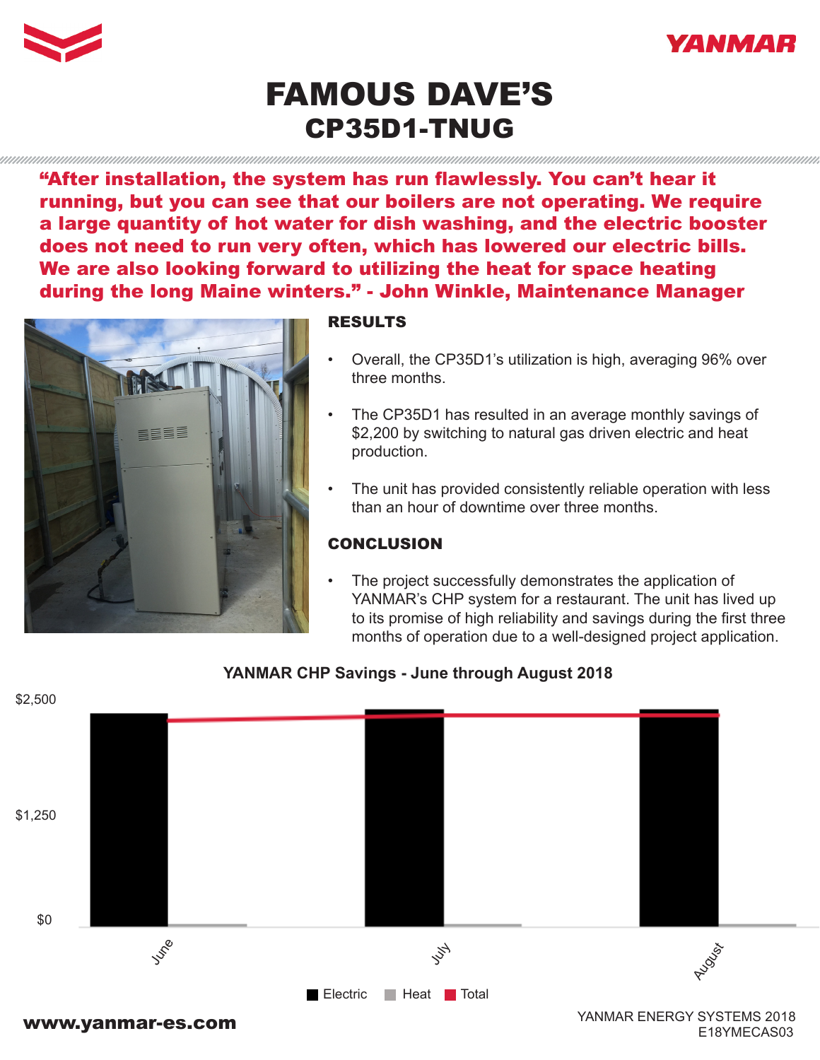# FAMOUS DAVE'S
## CP35D1-TNUG

**"After installation, the system has run flawlessly. You can't hear it running, but you can see that our boilers are not operating. We require a large quantity of hot water for dish washing, and the electric booster does not need to run very often, which has lowered our electric bills. We are also looking forward to utilizing the heat for space heating during the long Maine winters." - John Winkle, Maintenance Manager**

### RESULTS

- Overall, the CP35D1's utilization is high, averaging 96% over three months.
- The CP35D1 has resulted in an average monthly savings of $2,200 by switching to natural gas driven electric and heat production.
- The unit has provided consistently reliable operation with less than an hour of downtime over three months.

### CONCLUSION

- The project successfully demonstrates the application of YANMAR's CHP system for a restaurant. The unit has lived up to its promise of high reliability and savings during the first three months of operation due to a well-designed project application.

**YANMAR CHP Savings - June through August 2018**

$2,500
$1,250
$0

June
July
August

Electric
Heat
Total

**www.yanmar-es.com**

YANMAR ENERGY SYSTEMS 2018
E18YMECAS03